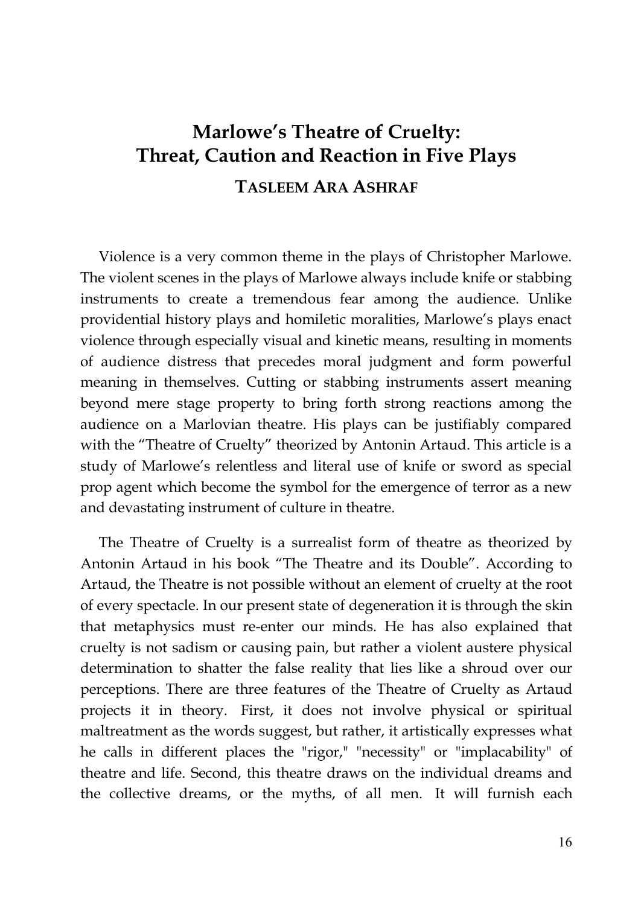# Marlowe's Theatre of Cruelty: Threat, Caution and Reaction in Five Plays

## TASLEEM ARA ASHRAF

Violence is a very common theme in the plays of Christopher Marlowe. The violent scenes in the plays of Marlowe always include knife or stabbing instruments to create a tremendous fear among the audience. Unlike providential history plays and homiletic moralities, Marlowe's plays enact violence through especially visual and kinetic means, resulting in moments of audience distress that precedes moral judgment and form powerful meaning in themselves. Cutting or stabbing instruments assert meaning beyond mere stage property to bring forth strong reactions among the audience on a Marlovian theatre. His plays can be justifiably compared with the "Theatre of Cruelty" theorized by Antonin Artaud. This article is a study of Marlowe's relentless and literal use of knife or sword as special prop agent which become the symbol for the emergence of terror as a new and devastating instrument of culture in theatre.

The Theatre of Cruelty is a surrealist form of theatre as theorized by Antonin Artaud in his book "The Theatre and its Double". According to Artaud, the Theatre is not possible without an element of cruelty at the root of every spectacle. In our present state of degeneration it is through the skin that metaphysics must re-enter our minds. He has also explained that cruelty is not sadism or causing pain, but rather a violent austere physical determination to shatter the false reality that lies like a shroud over our perceptions. There are three features of the Theatre of Cruelty as Artaud projects it in theory. First, it does not involve physical or spiritual maltreatment as the words suggest, but rather, it artistically expresses what he calls in different places the "rigor," "necessity" or "implacability" of theatre and life. Second, this theatre draws on the individual dreams and the collective dreams, or the myths, of all men. It will furnish each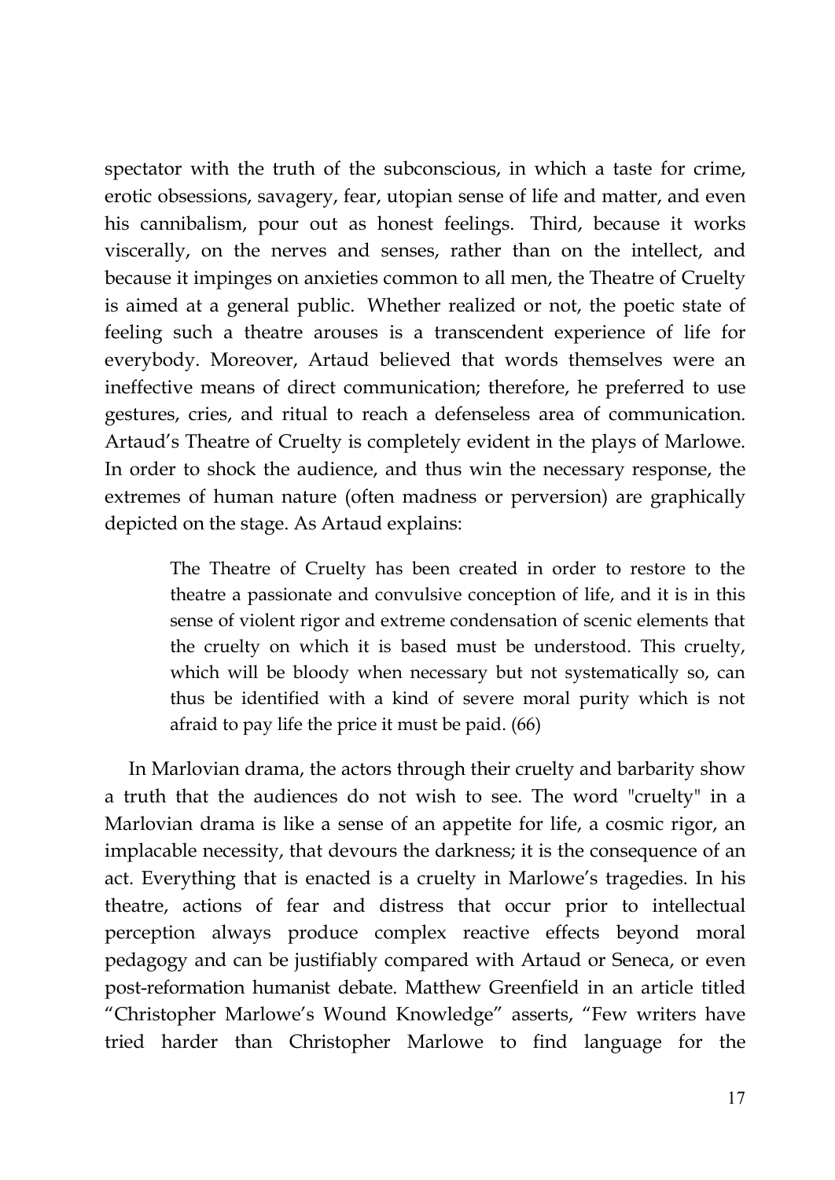spectator with the truth of the subconscious, in which a taste for crime, erotic obsessions, savagery, fear, utopian sense of life and matter, and even his cannibalism, pour out as honest feelings. Third, because it works viscerally, on the nerves and senses, rather than on the intellect, and because it impinges on anxieties common to all men, the Theatre of Cruelty is aimed at a general public. Whether realized or not, the poetic state of feeling such a theatre arouses is a transcendent experience of life for everybody. Moreover, Artaud believed that words themselves were an ineffective means of direct communication; therefore, he preferred to use gestures, cries, and ritual to reach a defenseless area of communication. Artaud's Theatre of Cruelty is completely evident in the plays of Marlowe. In order to shock the audience, and thus win the necessary response, the extremes of human nature (often madness or perversion) are graphically depicted on the stage. As Artaud explains:

> The Theatre of Cruelty has been created in order to restore to the theatre a passionate and convulsive conception of life, and it is in this sense of violent rigor and extreme condensation of scenic elements that the cruelty on which it is based must be understood. This cruelty, which will be bloody when necessary but not systematically so, can thus be identified with a kind of severe moral purity which is not afraid to pay life the price it must be paid. (66)

In Marlovian drama, the actors through their cruelty and barbarity show a truth that the audiences do not wish to see. The word "cruelty" in a Marlovian drama is like a sense of an appetite for life, a cosmic rigor, an implacable necessity, that devours the darkness; it is the consequence of an act. Everything that is enacted is a cruelty in Marlowe's tragedies. In his theatre, actions of fear and distress that occur prior to intellectual perception always produce complex reactive effects beyond moral pedagogy and can be justifiably compared with Artaud or Seneca, or even post-reformation humanist debate. Matthew Greenfield in an article titled "Christopher Marlowe's Wound Knowledge" asserts, "Few writers have tried harder than Christopher Marlowe to find language for the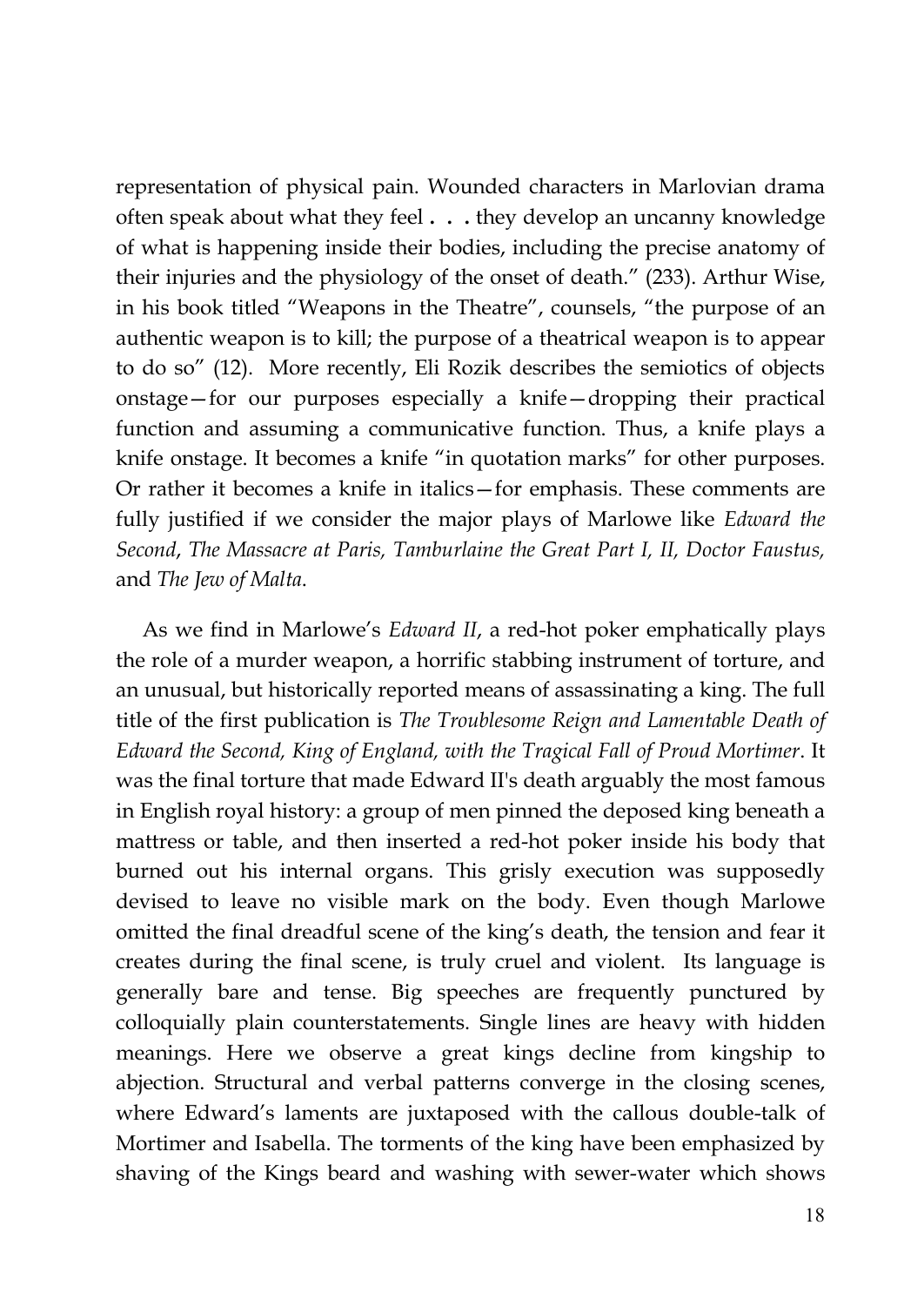representation of physical pain. Wounded characters in Marlovian drama often speak about what they feel . . . they develop an uncanny knowledge of what is happening inside their bodies, including the precise anatomy of their injuries and the physiology of the onset of death." (233). Arthur Wise, in his book titled "Weapons in the Theatre", counsels, "the purpose of an authentic weapon is to kill; the purpose of a theatrical weapon is to appear to do so" (12). More recently, Eli Rozik describes the semiotics of objects onstage—for our purposes especially a knife—dropping their practical function and assuming a communicative function. Thus, a knife plays a knife onstage. It becomes a knife "in quotation marks" for other purposes. Or rather it becomes a knife in italics—for emphasis. These comments are fully justified if we consider the major plays of Marlowe like *Edward the Second*, *The Massacre at Paris, Tamburlaine the Great Part I, II, Doctor Faustus,* and *The Jew of Malta*.

As we find in Marlowe's *Edward II*, a red-hot poker emphatically plays the role of a murder weapon, a horrific stabbing instrument of torture, and an unusual, but historically reported means of assassinating a king. The full title of the first publication is *The Troublesome Reign and Lamentable Death of Edward the Second, King of England, with the Tragical Fall of Proud Mortimer*. It was the final torture that made Edward II's death arguably the most famous in English royal history: a group of men pinned the deposed king beneath a mattress or table, and then inserted a red-hot poker inside his body that burned out his internal organs. This grisly execution was supposedly devised to leave no visible mark on the body. Even though Marlowe omitted the final dreadful scene of the king's death, the tension and fear it creates during the final scene, is truly cruel and violent. Its language is generally bare and tense. Big speeches are frequently punctured by colloquially plain counterstatements. Single lines are heavy with hidden meanings. Here we observe a great kings decline from kingship to abjection. Structural and verbal patterns converge in the closing scenes, where Edward's laments are juxtaposed with the callous double-talk of Mortimer and Isabella. The torments of the king have been emphasized by shaving of the Kings beard and washing with sewer-water which shows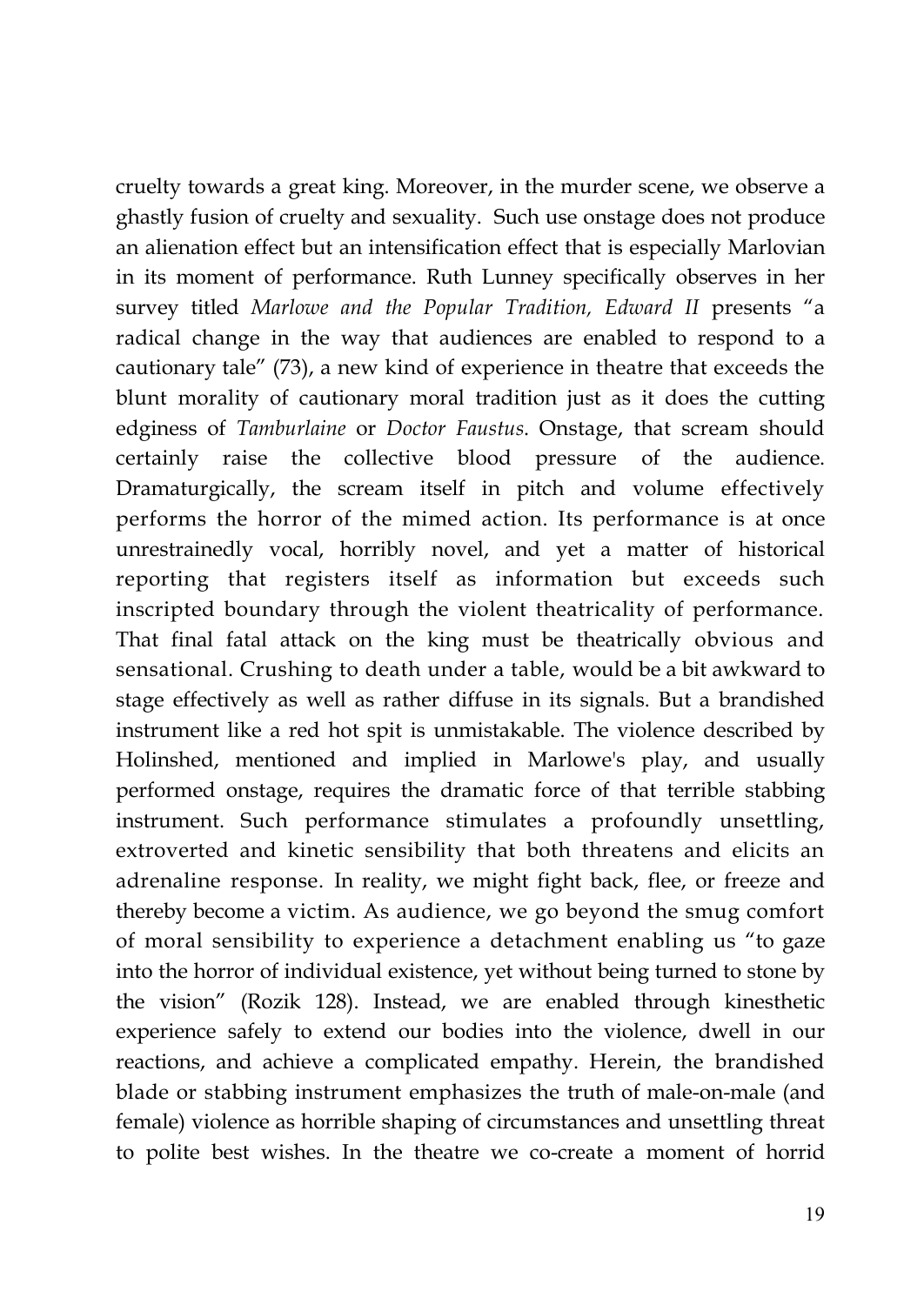cruelty towards a great king. Moreover, in the murder scene, we observe a ghastly fusion of cruelty and sexuality. Such use onstage does not produce an alienation effect but an intensification effect that is especially Marlovian in its moment of performance. Ruth Lunney specifically observes in her survey titled *Marlowe and the Popular Tradition, Edward II* presents "a radical change in the way that audiences are enabled to respond to a cautionary tale" (73), a new kind of experience in theatre that exceeds the blunt morality of cautionary moral tradition just as it does the cutting edginess of *Tamburlaine* or *Doctor Faustus*. Onstage, that scream should certainly raise the collective blood pressure of the audience. Dramaturgically, the scream itself in pitch and volume effectively performs the horror of the mimed action. Its performance is at once unrestrainedly vocal, horribly novel, and yet a matter of historical reporting that registers itself as information but exceeds such inscripted boundary through the violent theatricality of performance. That final fatal attack on the king must be theatrically obvious and sensational. Crushing to death under a table, would be a bit awkward to stage effectively as well as rather diffuse in its signals. But a brandished instrument like a red hot spit is unmistakable. The violence described by Holinshed, mentioned and implied in Marlowe's play, and usually performed onstage, requires the dramatic force of that terrible stabbing instrument. Such performance stimulates a profoundly unsettling, extroverted and kinetic sensibility that both threatens and elicits an adrenaline response. In reality, we might fight back, flee, or freeze and thereby become a victim. As audience, we go beyond the smug comfort of moral sensibility to experience a detachment enabling us "to gaze into the horror of individual existence, yet without being turned to stone by the vision" (Rozik 128). Instead, we are enabled through kinesthetic experience safely to extend our bodies into the violence, dwell in our reactions, and achieve a complicated empathy. Herein, the brandished blade or stabbing instrument emphasizes the truth of male-on-male (and female) violence as horrible shaping of circumstances and unsettling threat to polite best wishes. In the theatre we co-create a moment of horrid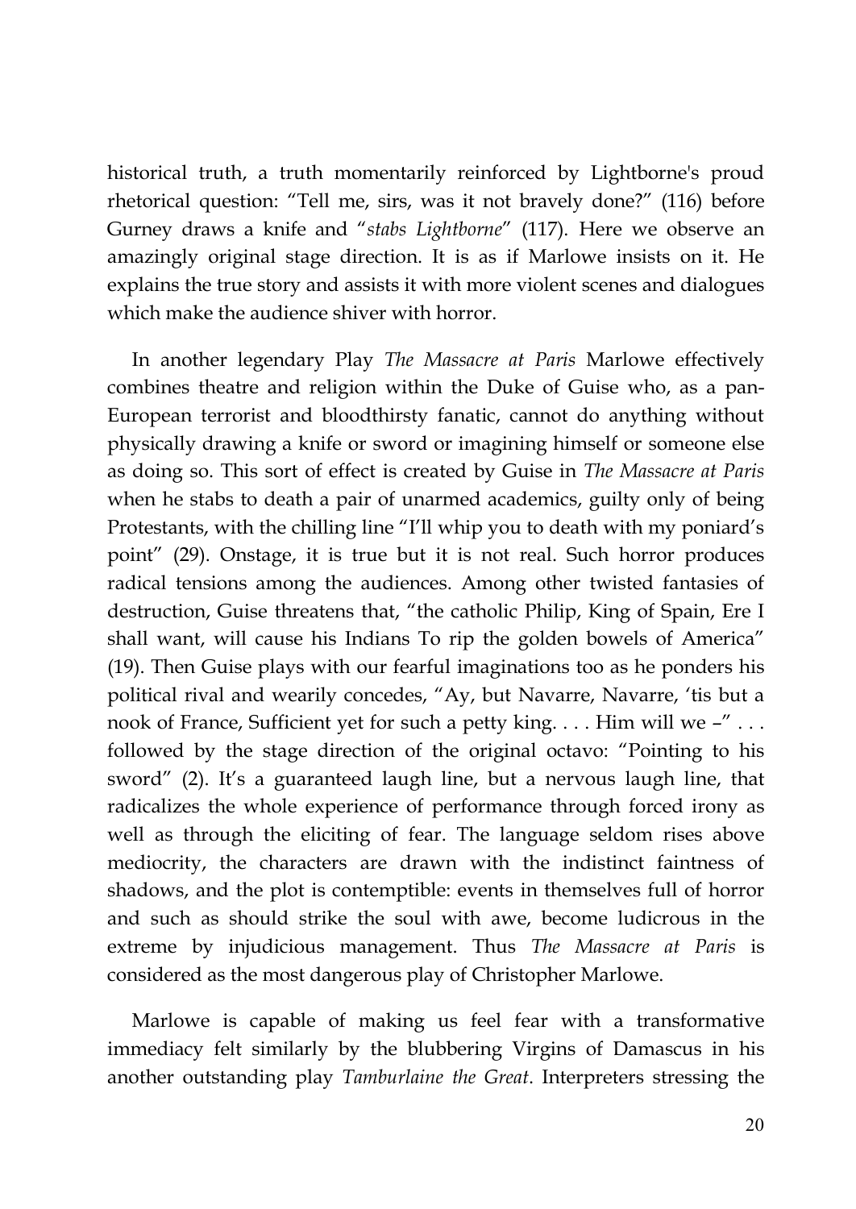historical truth, a truth momentarily reinforced by Lightborne's proud rhetorical question: "Tell me, sirs, was it not bravely done?" (116) before Gurney draws a knife and "*stabs Lightborne*" (117). Here we observe an amazingly original stage direction. It is as if Marlowe insists on it. He explains the true story and assists it with more violent scenes and dialogues which make the audience shiver with horror.

In another legendary Play *The Massacre at Paris* Marlowe effectively combines theatre and religion within the Duke of Guise who, as a pan-European terrorist and bloodthirsty fanatic, cannot do anything without physically drawing a knife or sword or imagining himself or someone else as doing so. This sort of effect is created by Guise in *The Massacre at Paris* when he stabs to death a pair of unarmed academics, guilty only of being Protestants, with the chilling line "I'll whip you to death with my poniard's point" (29). Onstage, it is true but it is not real. Such horror produces radical tensions among the audiences. Among other twisted fantasies of destruction, Guise threatens that, "the catholic Philip, King of Spain, Ere I shall want, will cause his Indians To rip the golden bowels of America" (19). Then Guise plays with our fearful imaginations too as he ponders his political rival and wearily concedes, "Ay, but Navarre, Navarre, 'tis but a nook of France, Sufficient yet for such a petty king. . . . Him will we –" . . . followed by the stage direction of the original octavo: "Pointing to his sword" (2). It's a guaranteed laugh line, but a nervous laugh line, that radicalizes the whole experience of performance through forced irony as well as through the eliciting of fear. The language seldom rises above mediocrity, the characters are drawn with the indistinct faintness of shadows, and the plot is contemptible: events in themselves full of horror and such as should strike the soul with awe, become ludicrous in the extreme by injudicious management. Thus *The Massacre at Paris* is considered as the most dangerous play of Christopher Marlowe.

Marlowe is capable of making us feel fear with a transformative immediacy felt similarly by the blubbering Virgins of Damascus in his another outstanding play *Tamburlaine the Great*. Interpreters stressing the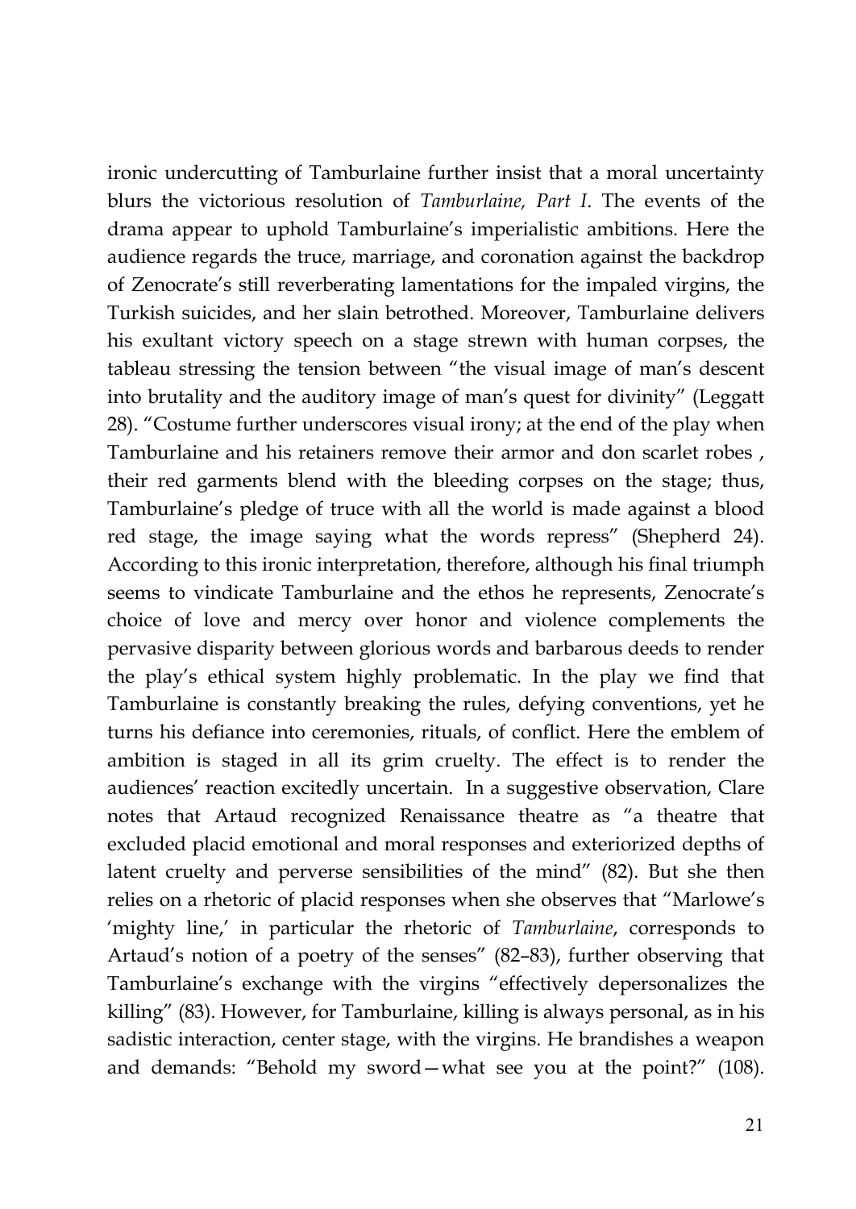ironic undercutting of Tamburlaine further insist that a moral uncertainty blurs the victorious resolution of *Tamburlaine, Part I*. The events of the drama appear to uphold Tamburlaine's imperialistic ambitions. Here the audience regards the truce, marriage, and coronation against the backdrop of Zenocrate's still reverberating lamentations for the impaled virgins, the Turkish suicides, and her slain betrothed. Moreover, Tamburlaine delivers his exultant victory speech on a stage strewn with human corpses, the tableau stressing the tension between "the visual image of man's descent into brutality and the auditory image of man's quest for divinity" (Leggatt 28). "Costume further underscores visual irony; at the end of the play when Tamburlaine and his retainers remove their armor and don scarlet robes , their red garments blend with the bleeding corpses on the stage; thus, Tamburlaine's pledge of truce with all the world is made against a blood red stage, the image saying what the words repress" (Shepherd 24). According to this ironic interpretation, therefore, although his final triumph seems to vindicate Tamburlaine and the ethos he represents, Zenocrate's choice of love and mercy over honor and violence complements the pervasive disparity between glorious words and barbarous deeds to render the play's ethical system highly problematic. In the play we find that Tamburlaine is constantly breaking the rules, defying conventions, yet he turns his defiance into ceremonies, rituals, of conflict. Here the emblem of ambition is staged in all its grim cruelty. The effect is to render the audiences' reaction excitedly uncertain. In a suggestive observation, Clare notes that Artaud recognized Renaissance theatre as "a theatre that excluded placid emotional and moral responses and exteriorized depths of latent cruelty and perverse sensibilities of the mind" (82). But she then relies on a rhetoric of placid responses when she observes that "Marlowe's 'mighty line,' in particular the rhetoric of *Tamburlaine*, corresponds to Artaud's notion of a poetry of the senses" (82–83), further observing that Tamburlaine's exchange with the virgins "effectively depersonalizes the killing" (83). However, for Tamburlaine, killing is always personal, as in his sadistic interaction, center stage, with the virgins. He brandishes a weapon and demands: "Behold my sword—what see you at the point?" (108).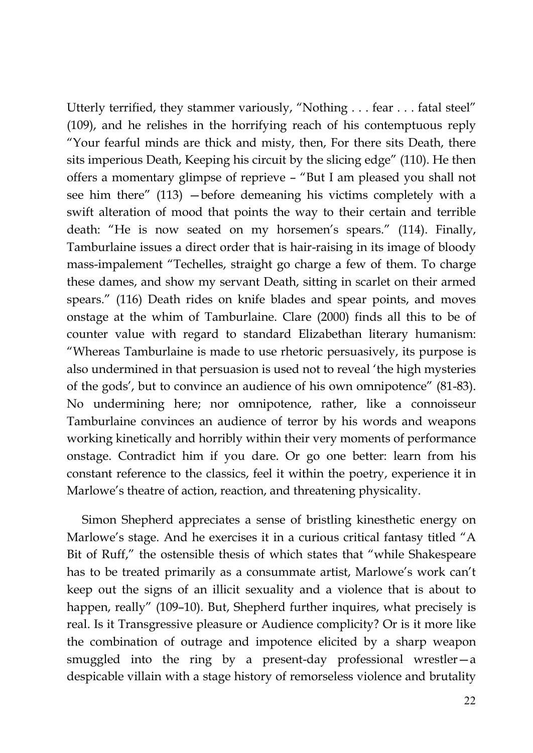Utterly terrified, they stammer variously, "Nothing . . . fear . . . fatal steel" (109), and he relishes in the horrifying reach of his contemptuous reply "Your fearful minds are thick and misty, then, For there sits Death, there sits imperious Death, Keeping his circuit by the slicing edge" (110). He then offers a momentary glimpse of reprieve – "But I am pleased you shall not see him there" (113) —before demeaning his victims completely with a swift alteration of mood that points the way to their certain and terrible death: "He is now seated on my horsemen's spears." (114). Finally, Tamburlaine issues a direct order that is hair-raising in its image of bloody mass-impalement "Techelles, straight go charge a few of them. To charge these dames, and show my servant Death, sitting in scarlet on their armed spears." (116) Death rides on knife blades and spear points, and moves onstage at the whim of Tamburlaine. Clare (2000) finds all this to be of counter value with regard to standard Elizabethan literary humanism: "Whereas Tamburlaine is made to use rhetoric persuasively, its purpose is also undermined in that persuasion is used not to reveal 'the high mysteries of the gods', but to convince an audience of his own omnipotence" (81-83). No undermining here; nor omnipotence, rather, like a connoisseur Tamburlaine convinces an audience of terror by his words and weapons working kinetically and horribly within their very moments of performance onstage. Contradict him if you dare. Or go one better: learn from his constant reference to the classics, feel it within the poetry, experience it in Marlowe's theatre of action, reaction, and threatening physicality.

Simon Shepherd appreciates a sense of bristling kinesthetic energy on Marlowe's stage. And he exercises it in a curious critical fantasy titled "A Bit of Ruff," the ostensible thesis of which states that "while Shakespeare has to be treated primarily as a consummate artist, Marlowe's work can't keep out the signs of an illicit sexuality and a violence that is about to happen, really" (109–10). But, Shepherd further inquires, what precisely is real. Is it Transgressive pleasure or Audience complicity? Or is it more like the combination of outrage and impotence elicited by a sharp weapon smuggled into the ring by a present-day professional wrestler—a despicable villain with a stage history of remorseless violence and brutality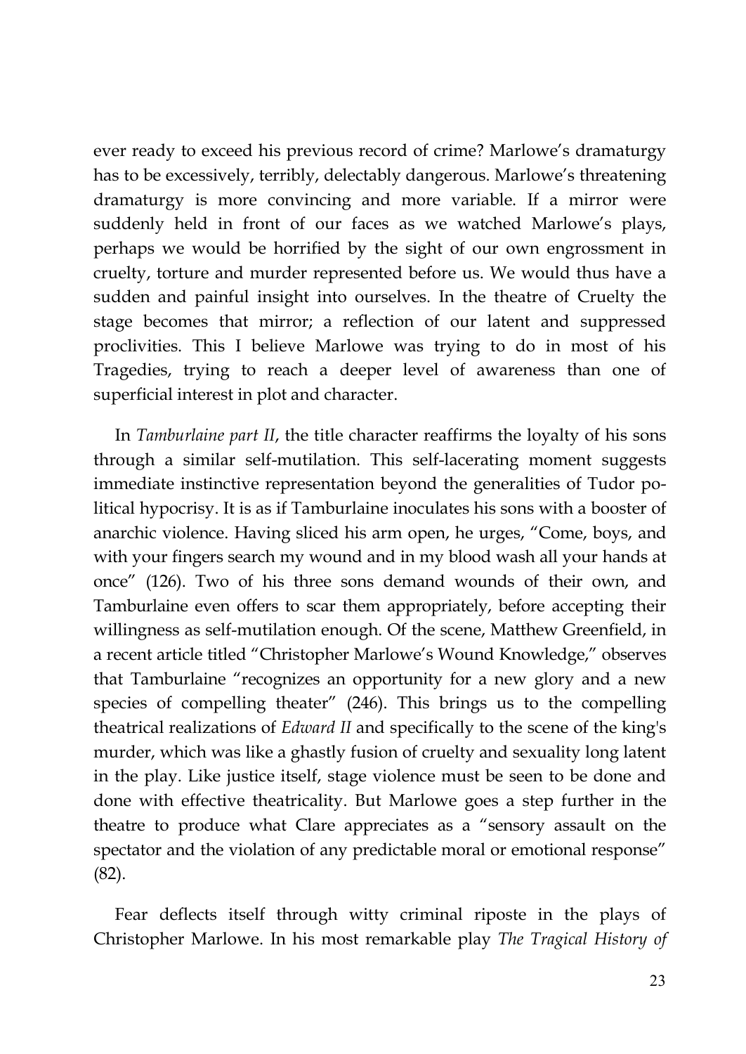ever ready to exceed his previous record of crime? Marlowe's dramaturgy has to be excessively, terribly, delectably dangerous. Marlowe's threatening dramaturgy is more convincing and more variable. If a mirror were suddenly held in front of our faces as we watched Marlowe's plays, perhaps we would be horrified by the sight of our own engrossment in cruelty, torture and murder represented before us. We would thus have a sudden and painful insight into ourselves. In the theatre of Cruelty the stage becomes that mirror; a reflection of our latent and suppressed proclivities. This I believe Marlowe was trying to do in most of his Tragedies, trying to reach a deeper level of awareness than one of superficial interest in plot and character.

In *Tamburlaine part II*, the title character reaffirms the loyalty of his sons through a similar self-mutilation. This self-lacerating moment suggests immediate instinctive representation beyond the generalities of Tudor political hypocrisy. It is as if Tamburlaine inoculates his sons with a booster of anarchic violence. Having sliced his arm open, he urges, "Come, boys, and with your fingers search my wound and in my blood wash all your hands at once" (126). Two of his three sons demand wounds of their own, and Tamburlaine even offers to scar them appropriately, before accepting their willingness as self-mutilation enough. Of the scene, Matthew Greenfield, in a recent article titled "Christopher Marlowe's Wound Knowledge," observes that Tamburlaine "recognizes an opportunity for a new glory and a new species of compelling theater" (246). This brings us to the compelling theatrical realizations of *Edward II* and specifically to the scene of the king's murder, which was like a ghastly fusion of cruelty and sexuality long latent in the play. Like justice itself, stage violence must be seen to be done and done with effective theatricality. But Marlowe goes a step further in the theatre to produce what Clare appreciates as a "sensory assault on the spectator and the violation of any predictable moral or emotional response" (82).

Fear deflects itself through witty criminal riposte in the plays of Christopher Marlowe. In his most remarkable play *The Tragical History of*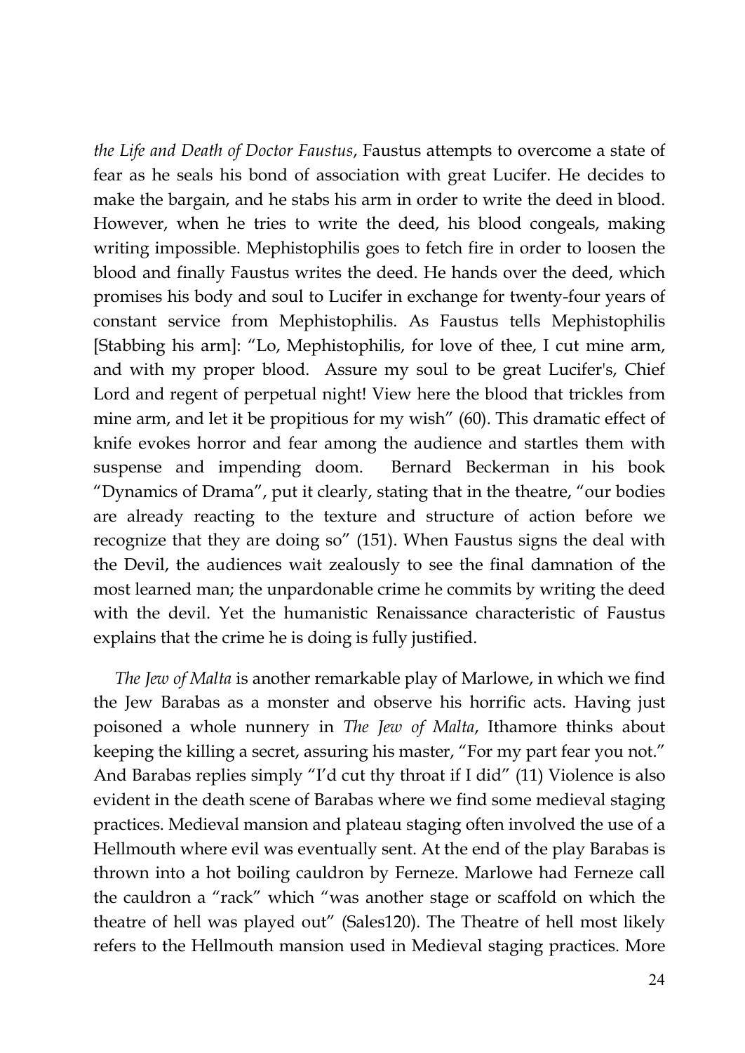*the Life and Death of Doctor Faustus*, Faustus attempts to overcome a state of fear as he seals his bond of association with great Lucifer. He decides to make the bargain, and he stabs his arm in order to write the deed in blood. However, when he tries to write the deed, his blood congeals, making writing impossible. Mephistophilis goes to fetch fire in order to loosen the blood and finally Faustus writes the deed. He hands over the deed, which promises his body and soul to Lucifer in exchange for twenty-four years of constant service from Mephistophilis. As Faustus tells Mephistophilis [Stabbing his arm]: "Lo, Mephistophilis, for love of thee, I cut mine arm, and with my proper blood. Assure my soul to be great Lucifer's, Chief Lord and regent of perpetual night! View here the blood that trickles from mine arm, and let it be propitious for my wish" (60). This dramatic effect of knife evokes horror and fear among the audience and startles them with suspense and impending doom. Bernard Beckerman in his book "Dynamics of Drama", put it clearly, stating that in the theatre, "our bodies are already reacting to the texture and structure of action before we recognize that they are doing so" (151). When Faustus signs the deal with the Devil, the audiences wait zealously to see the final damnation of the most learned man; the unpardonable crime he commits by writing the deed with the devil. Yet the humanistic Renaissance characteristic of Faustus explains that the crime he is doing is fully justified.

*The Jew of Malta* is another remarkable play of Marlowe, in which we find the Jew Barabas as a monster and observe his horrific acts. Having just poisoned a whole nunnery in *The Jew of Malta*, Ithamore thinks about keeping the killing a secret, assuring his master, "For my part fear you not." And Barabas replies simply "I'd cut thy throat if I did" (11) Violence is also evident in the death scene of Barabas where we find some medieval staging practices. Medieval mansion and plateau staging often involved the use of a Hellmouth where evil was eventually sent. At the end of the play Barabas is thrown into a hot boiling cauldron by Ferneze. Marlowe had Ferneze call the cauldron a "rack" which "was another stage or scaffold on which the theatre of hell was played out" (Sales120). The Theatre of hell most likely refers to the Hellmouth mansion used in Medieval staging practices. More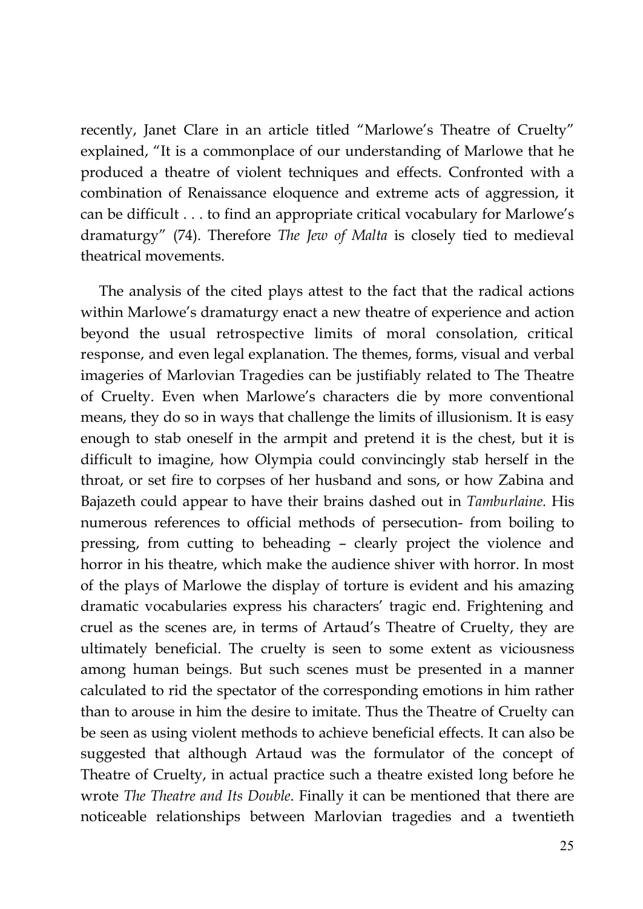recently, Janet Clare in an article titled "Marlowe's Theatre of Cruelty" explained, "It is a commonplace of our understanding of Marlowe that he produced a theatre of violent techniques and effects. Confronted with a combination of Renaissance eloquence and extreme acts of aggression, it can be difficult . . . to find an appropriate critical vocabulary for Marlowe's dramaturgy" (74). Therefore *The Jew of Malta* is closely tied to medieval theatrical movements.

The analysis of the cited plays attest to the fact that the radical actions within Marlowe's dramaturgy enact a new theatre of experience and action beyond the usual retrospective limits of moral consolation, critical response, and even legal explanation. The themes, forms, visual and verbal imageries of Marlovian Tragedies can be justifiably related to The Theatre of Cruelty. Even when Marlowe's characters die by more conventional means, they do so in ways that challenge the limits of illusionism. It is easy enough to stab oneself in the armpit and pretend it is the chest, but it is difficult to imagine, how Olympia could convincingly stab herself in the throat, or set fire to corpses of her husband and sons, or how Zabina and Bajazeth could appear to have their brains dashed out in *Tamburlaine.* His numerous references to official methods of persecution- from boiling to pressing, from cutting to beheading – clearly project the violence and horror in his theatre, which make the audience shiver with horror. In most of the plays of Marlowe the display of torture is evident and his amazing dramatic vocabularies express his characters' tragic end. Frightening and cruel as the scenes are, in terms of Artaud's Theatre of Cruelty, they are ultimately beneficial. The cruelty is seen to some extent as viciousness among human beings. But such scenes must be presented in a manner calculated to rid the spectator of the corresponding emotions in him rather than to arouse in him the desire to imitate. Thus the Theatre of Cruelty can be seen as using violent methods to achieve beneficial effects. It can also be suggested that although Artaud was the formulator of the concept of Theatre of Cruelty, in actual practice such a theatre existed long before he wrote *The Theatre and Its Double*. Finally it can be mentioned that there are noticeable relationships between Marlovian tragedies and a twentieth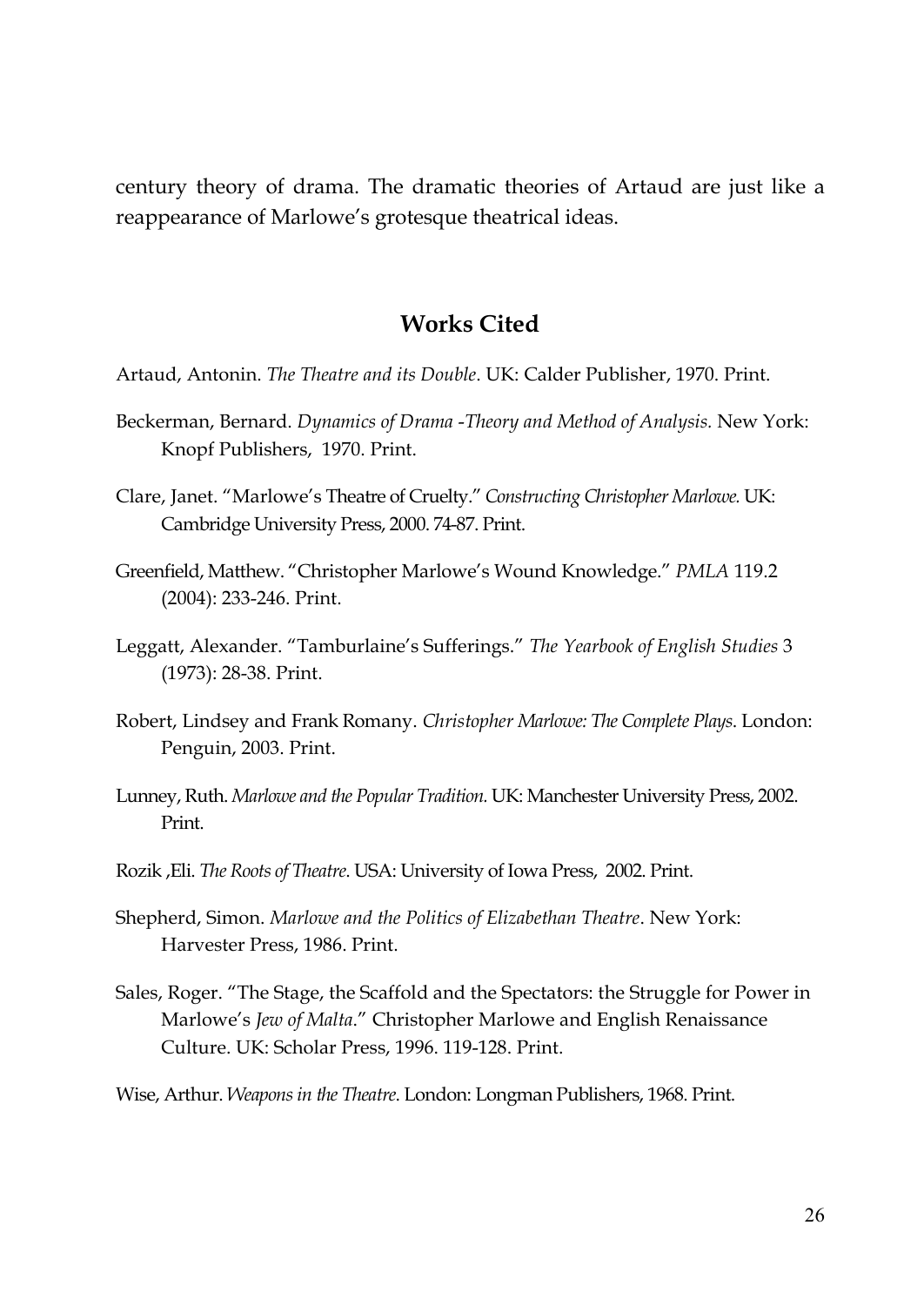century theory of drama. The dramatic theories of Artaud are just like a reappearance of Marlowe's grotesque theatrical ideas.

## Works Cited

Artaud, Antonin. *The Theatre and its Double*. UK: Calder Publisher, 1970. Print.

Beckerman, Bernard. *Dynamics of Drama -Theory and Method of Analysis.* New York: Knopf Publishers, 1970. Print.

Clare, Janet. "Marlowe's Theatre of Cruelty." *Constructing Christopher Marlowe.* UK: Cambridge University Press, 2000. 74-87. Print.

Greenfield, Matthew. "Christopher Marlowe's Wound Knowledge." *PMLA* 119.2 (2004): 233-246. Print.

Leggatt, Alexander. "Tamburlaine's Sufferings." *The Yearbook of English Studies* 3 (1973): 28-38. Print.

Robert, Lindsey and Frank Romany. *Christopher Marlowe: The Complete Plays*. London: Penguin, 2003. Print.

Lunney, Ruth. *Marlowe and the Popular Tradition.* UK: Manchester University Press, 2002. Print.

Rozik ,Eli. *The Roots of Theatre*. USA: University of Iowa Press, 2002. Print.

Shepherd, Simon. *Marlowe and the Politics of Elizabethan Theatre*. New York: Harvester Press, 1986. Print.

Sales, Roger. "The Stage, the Scaffold and the Spectators: the Struggle for Power in Marlowe's *Jew of Malta*." Christopher Marlowe and English Renaissance Culture. UK: Scholar Press, 1996. 119-128. Print.

Wise, Arthur. *Weapons in the Theatre*. London: Longman Publishers, 1968. Print.